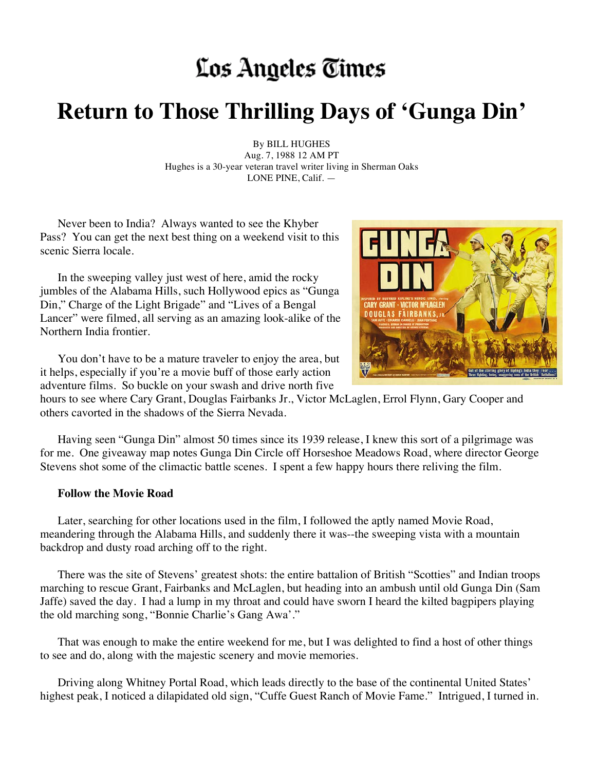# Los Angeles Times

# Return to Those Thrilling Days of 'Gunga Din'

By BILL HUGHES
Aug. 7, 1988 12 AM PT
Hughes is a 30-year veteran travel writer living in Sherman Oaks
LONE PINE, Calif. —

Never been to India? Always wanted to see the Khyber Pass? You can get the next best thing on a weekend visit to this scenic Sierra locale.

In the sweeping valley just west of here, amid the rocky jumbles of the Alabama Hills, such Hollywood epics as "Gunga Din," Charge of the Light Brigade" and "Lives of a Bengal Lancer" were filmed, all serving as an amazing look-alike of the Northern India frontier.

You don't have to be a mature traveler to enjoy the area, but it helps, especially if you're a movie buff of those early action adventure films. So buckle on your swash and drive north five hours to see where Cary Grant, Douglas Fairbanks Jr., Victor McLaglen, Errol Flynn, Gary Cooper and others cavorted in the shadows of the Sierra Nevada.

Having seen "Gunga Din" almost 50 times since its 1939 release, I knew this sort of a pilgrimage was for me. One giveaway map notes Gunga Din Circle off Horseshoe Meadows Road, where director George Stevens shot some of the climactic battle scenes. I spent a few happy hours there reliving the film.

**Follow the Movie Road**

Later, searching for other locations used in the film, I followed the aptly named Movie Road, meandering through the Alabama Hills, and suddenly there it was--the sweeping vista with a mountain backdrop and dusty road arching off to the right.

There was the site of Stevens' greatest shots: the entire battalion of British "Scotties" and Indian troops marching to rescue Grant, Fairbanks and McLaglen, but heading into an ambush until old Gunga Din (Sam Jaffe) saved the day. I had a lump in my throat and could have sworn I heard the kilted bagpipers playing the old marching song, "Bonnie Charlie's Gang Awa'."

That was enough to make the entire weekend for me, but I was delighted to find a host of other things to see and do, along with the majestic scenery and movie memories.

Driving along Whitney Portal Road, which leads directly to the base of the continental United States' highest peak, I noticed a dilapidated old sign, "Cuffe Guest Ranch of Movie Fame." Intrigued, I turned in.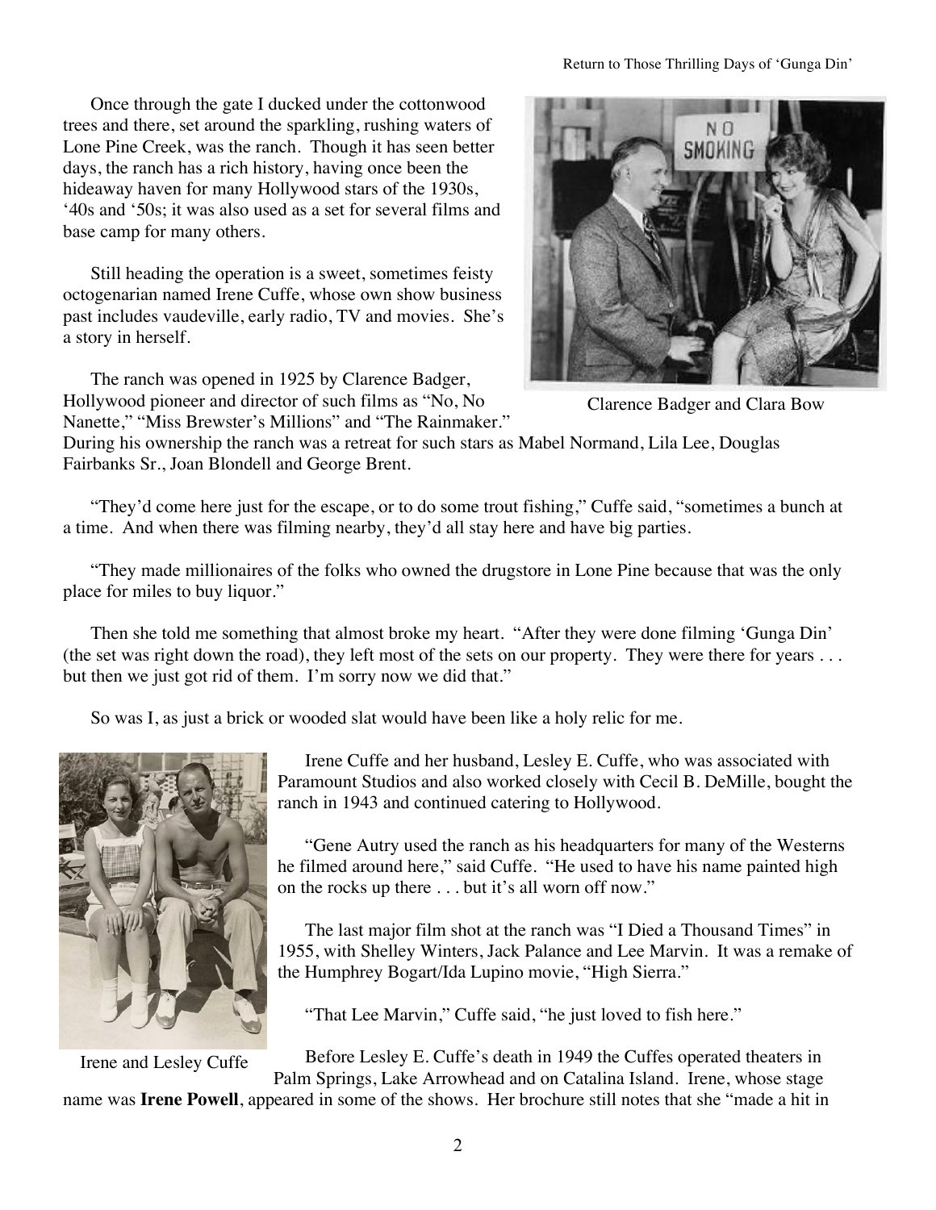Once through the gate I ducked under the cottonwood trees and there, set around the sparkling, rushing waters of Lone Pine Creek, was the ranch. Though it has seen better days, the ranch has a rich history, having once been the hideaway haven for many Hollywood stars of the 1930s, '40s and '50s; it was also used as a set for several films and base camp for many others.

Still heading the operation is a sweet, sometimes feisty octogenarian named Irene Cuffe, whose own show business past includes vaudeville, early radio, TV and movies. She's a story in herself.

Clarence Badger and Clara Bow

The ranch was opened in 1925 by Clarence Badger, Hollywood pioneer and director of such films as "No, No Nanette," "Miss Brewster's Millions" and "The Rainmaker." During his ownership the ranch was a retreat for such stars as Mabel Normand, Lila Lee, Douglas Fairbanks Sr., Joan Blondell and George Brent.

"They'd come here just for the escape, or to do some trout fishing," Cuffe said, "sometimes a bunch at a time. And when there was filming nearby, they'd all stay here and have big parties.

"They made millionaires of the folks who owned the drugstore in Lone Pine because that was the only place for miles to buy liquor."

Then she told me something that almost broke my heart. "After they were done filming 'Gunga Din' (the set was right down the road), they left most of the sets on our property. They were there for years . . . but then we just got rid of them. I'm sorry now we did that."

So was I, as just a brick or wooded slat would have been like a holy relic for me.

Irene Cuffe and her husband, Lesley E. Cuffe, who was associated with Paramount Studios and also worked closely with Cecil B. DeMille, bought the ranch in 1943 and continued catering to Hollywood.

"Gene Autry used the ranch as his headquarters for many of the Westerns he filmed around here," said Cuffe. "He used to have his name painted high on the rocks up there . . . but it's all worn off now."

The last major film shot at the ranch was "I Died a Thousand Times" in 1955, with Shelley Winters, Jack Palance and Lee Marvin. It was a remake of the Humphrey Bogart/Ida Lupino movie, "High Sierra."

"That Lee Marvin," Cuffe said, "he just loved to fish here."

Irene and Lesley Cuffe

Before Lesley E. Cuffe's death in 1949 the Cuffes operated theaters in Palm Springs, Lake Arrowhead and on Catalina Island. Irene, whose stage name was **Irene Powell**, appeared in some of the shows. Her brochure still notes that she "made a hit in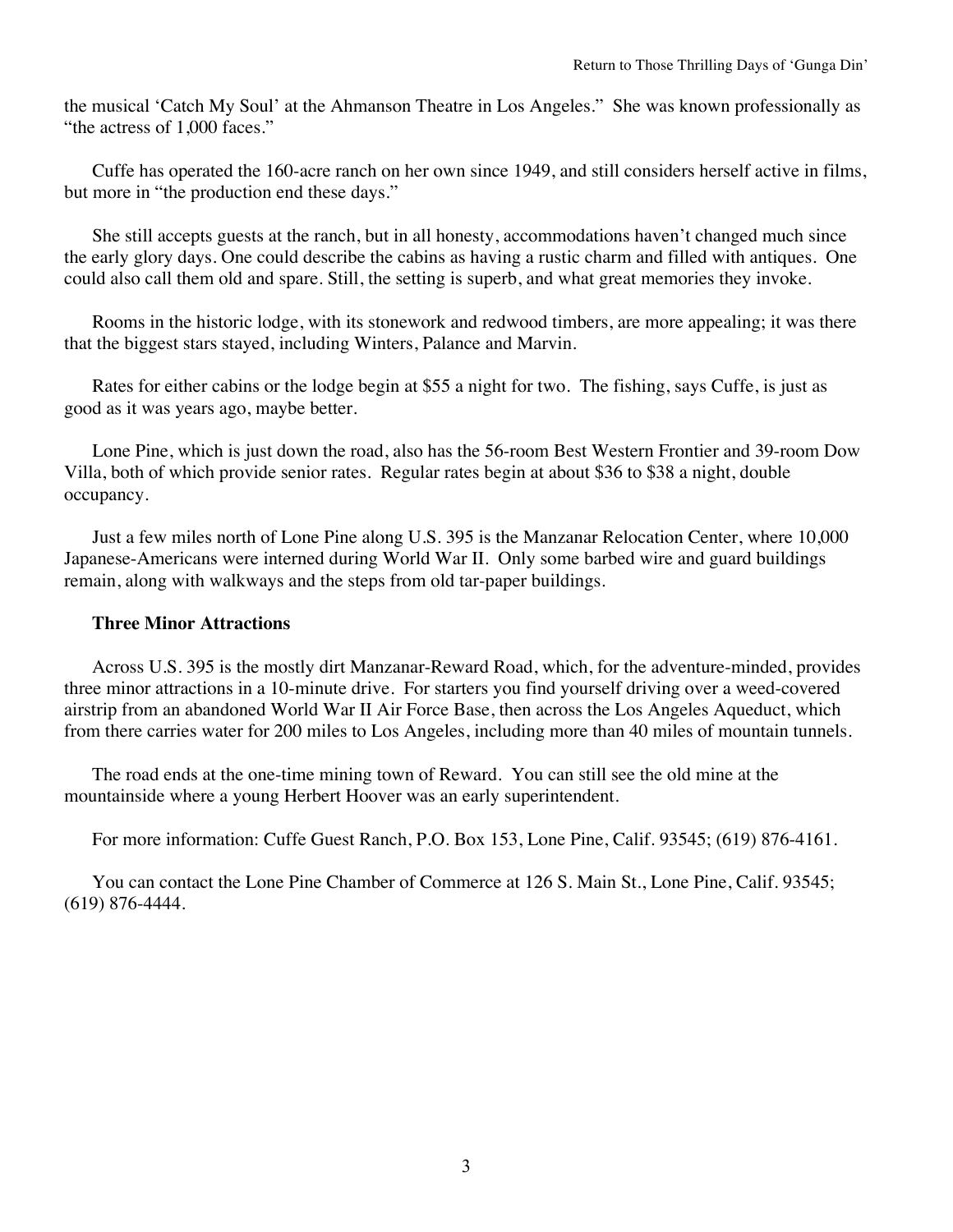the musical 'Catch My Soul' at the Ahmanson Theatre in Los Angeles." She was known professionally as "the actress of 1,000 faces."

Cuffe has operated the 160-acre ranch on her own since 1949, and still considers herself active in films, but more in "the production end these days."

She still accepts guests at the ranch, but in all honesty, accommodations haven't changed much since the early glory days. One could describe the cabins as having a rustic charm and filled with antiques. One could also call them old and spare. Still, the setting is superb, and what great memories they invoke.

Rooms in the historic lodge, with its stonework and redwood timbers, are more appealing; it was there that the biggest stars stayed, including Winters, Palance and Marvin.

Rates for either cabins or the lodge begin at $55 a night for two. The fishing, says Cuffe, is just as good as it was years ago, maybe better.

Lone Pine, which is just down the road, also has the 56-room Best Western Frontier and 39-room Dow Villa, both of which provide senior rates. Regular rates begin at about $36 to $38 a night, double occupancy.

Just a few miles north of Lone Pine along U.S. 395 is the Manzanar Relocation Center, where 10,000 Japanese-Americans were interned during World War II. Only some barbed wire and guard buildings remain, along with walkways and the steps from old tar-paper buildings.

**Three Minor Attractions**

Across U.S. 395 is the mostly dirt Manzanar-Reward Road, which, for the adventure-minded, provides three minor attractions in a 10-minute drive. For starters you find yourself driving over a weed-covered airstrip from an abandoned World War II Air Force Base, then across the Los Angeles Aqueduct, which from there carries water for 200 miles to Los Angeles, including more than 40 miles of mountain tunnels.

The road ends at the one-time mining town of Reward. You can still see the old mine at the mountainside where a young Herbert Hoover was an early superintendent.

For more information: Cuffe Guest Ranch, P.O. Box 153, Lone Pine, Calif. 93545; (619) 876-4161.

You can contact the Lone Pine Chamber of Commerce at 126 S. Main St., Lone Pine, Calif. 93545; (619) 876-4444.